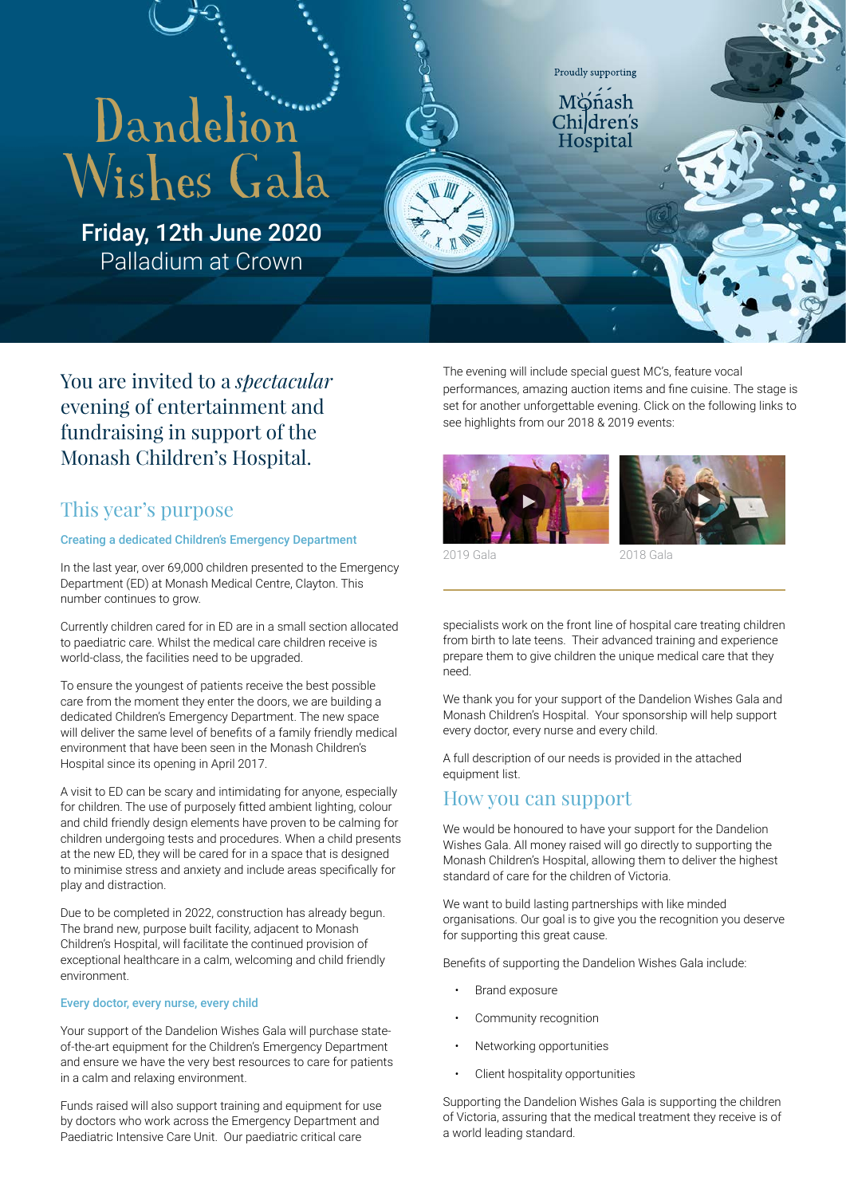# Dandelion Wishes Gala

**Friday, 12th June 2020**
Palladium at Crown

Proudly supporting

Monash Children's Hospital

## You are invited to a *spectacular* evening of entertainment and fundraising in support of the Monash Children's Hospital.

## This year's purpose

### Creating a dedicated Children's Emergency Department

In the last year, over 69,000 children presented to the Emergency Department (ED) at Monash Medical Centre, Clayton. This number continues to grow.

Currently children cared for in ED are in a small section allocated to paediatric care. Whilst the medical care children receive is world-class, the facilities need to be upgraded.

To ensure the youngest of patients receive the best possible care from the moment they enter the doors, we are building a dedicated Children's Emergency Department. The new space will deliver the same level of benefits of a family friendly medical environment that have been seen in the Monash Children's Hospital since its opening in April 2017.

A visit to ED can be scary and intimidating for anyone, especially for children. The use of purposely fitted ambient lighting, colour and child friendly design elements have proven to be calming for children undergoing tests and procedures. When a child presents at the new ED, they will be cared for in a space that is designed to minimise stress and anxiety and include areas specifically for play and distraction.

Due to be completed in 2022, construction has already begun. The brand new, purpose built facility, adjacent to Monash Children's Hospital, will facilitate the continued provision of exceptional healthcare in a calm, welcoming and child friendly environment.

### Every doctor, every nurse, every child

Your support of the Dandelion Wishes Gala will purchase state-of-the-art equipment for the Children's Emergency Department and ensure we have the very best resources to care for patients in a calm and relaxing environment.

Funds raised will also support training and equipment for use by doctors who work across the Emergency Department and Paediatric Intensive Care Unit. Our paediatric critical care specialists work on the front line of hospital care treating children from birth to late teens. Their advanced training and experience prepare them to give children the unique medical care that they need.

We thank you for your support of the Dandelion Wishes Gala and Monash Children's Hospital. Your sponsorship will help support every doctor, every nurse and every child.

A full description of our needs is provided in the attached equipment list.

The evening will include special guest MC's, feature vocal performances, amazing auction items and fine cuisine. The stage is set for another unforgettable evening. Click on the following links to see highlights from our 2018 & 2019 events:

2019 Gala

2018 Gala

## How you can support

We would be honoured to have your support for the Dandelion Wishes Gala. All money raised will go directly to supporting the Monash Children's Hospital, allowing them to deliver the highest standard of care for the children of Victoria.

We want to build lasting partnerships with like minded organisations. Our goal is to give you the recognition you deserve for supporting this great cause.

Benefits of supporting the Dandelion Wishes Gala include:

- Brand exposure
- Community recognition
- Networking opportunities
- Client hospitality opportunities

Supporting the Dandelion Wishes Gala is supporting the children of Victoria, assuring that the medical treatment they receive is of a world leading standard.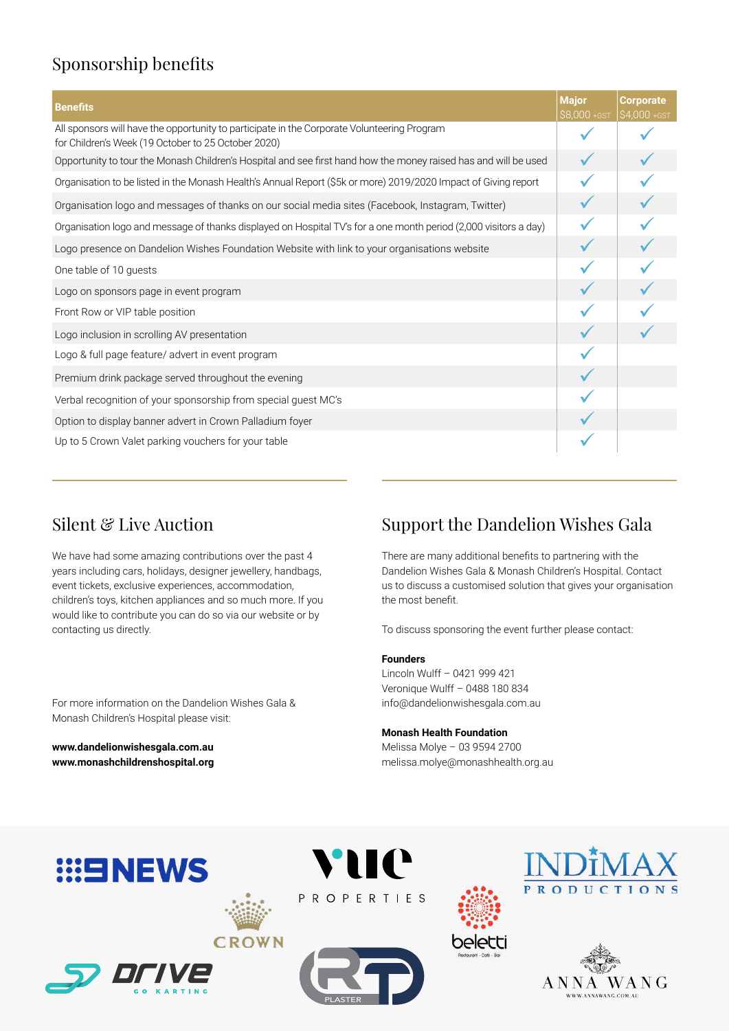## Sponsorship benefits

| Benefits | Major $8,000 +GST | Corporate $4,000 +GST |
|---|---|---|
| All sponsors will have the opportunity to participate in the Corporate Volunteering Program for Children's Week (19 October to 25 October 2020) | ✓ | ✓ |
| Opportunity to tour the Monash Children's Hospital and see first hand how the money raised has and will be used | ✓ | ✓ |
| Organisation to be listed in the Monash Health's Annual Report ($5k or more) 2019/2020 Impact of Giving report | ✓ | ✓ |
| Organisation logo and messages of thanks on our social media sites (Facebook, Instagram, Twitter) | ✓ | ✓ |
| Organisation logo and message of thanks displayed on Hospital TV's for a one month period (2,000 visitors a day) | ✓ | ✓ |
| Logo presence on Dandelion Wishes Foundation Website with link to your organisations website | ✓ | ✓ |
| One table of 10 guests | ✓ | ✓ |
| Logo on sponsors page in event program | ✓ | ✓ |
| Front Row or VIP table position | ✓ | ✓ |
| Logo inclusion in scrolling AV presentation | ✓ | ✓ |
| Logo & full page feature/ advert in event program | ✓ | |
| Premium drink package served throughout the evening | ✓ | |
| Verbal recognition of your sponsorship from special guest MC's | ✓ | |
| Option to display banner advert in Crown Palladium foyer | ✓ | |
| Up to 5 Crown Valet parking vouchers for your table | ✓ | |

## Silent & Live Auction

We have had some amazing contributions over the past 4 years including cars, holidays, designer jewellery, handbags, event tickets, exclusive experiences, accommodation, children's toys, kitchen appliances and so much more. If you would like to contribute you can do so via our website or by contacting us directly.

For more information on the Dandelion Wishes Gala & Monash Children's Hospital please visit:

**www.dandelionwishesgala.com.au**
**www.monashchildrenshospital.org**

## Support the Dandelion Wishes Gala

There are many additional benefits to partnering with the Dandelion Wishes Gala & Monash Children's Hospital. Contact us to discuss a customised solution that gives your organisation the most benefit.

To discuss sponsoring the event further please contact:

**Founders**
Lincoln Wulff – 0421 999 421
Veronique Wulff – 0488 180 834
info@dandelionwishesgala.com.au

**Monash Health Foundation**
Melissa Molye – 03 9594 2700
melissa.molye@monashhealth.org.au